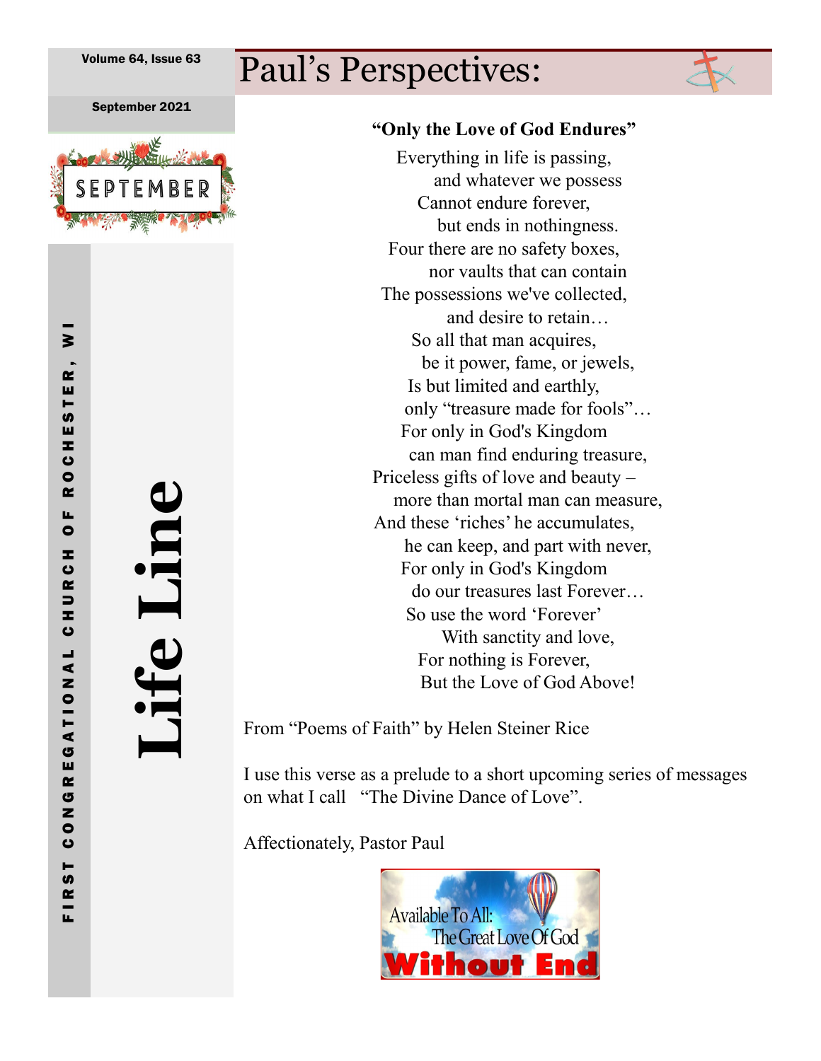Volume 64, Issue 63

September 2021

SEPTEMBER

FIRST CONGREGATIONAL CHURCH OF ROCHESTER, WI

# Life Line

## Paul's Perspectives:

**"Only the Love of God Endures"**

Everything in life is passing,
and whatever we possess
Cannot endure forever,
but ends in nothingness.
Four there are no safety boxes,
nor vaults that can contain
The possessions we've collected,
and desire to retain…
So all that man acquires,
be it power, fame, or jewels,
Is but limited and earthly,
only "treasure made for fools"…
For only in God's Kingdom
can man find enduring treasure,
Priceless gifts of love and beauty –
more than mortal man can measure,
And these 'riches' he accumulates,
he can keep, and part with never,
For only in God's Kingdom
do our treasures last Forever…
So use the word 'Forever'
With sanctity and love,
For nothing is Forever,
But the Love of God Above!

From "Poems of Faith" by Helen Steiner Rice

I use this verse as a prelude to a short upcoming series of messages on what I call "The Divine Dance of Love".

Affectionately, Pastor Paul

Available To All:
The Great Love Of God
**Without End**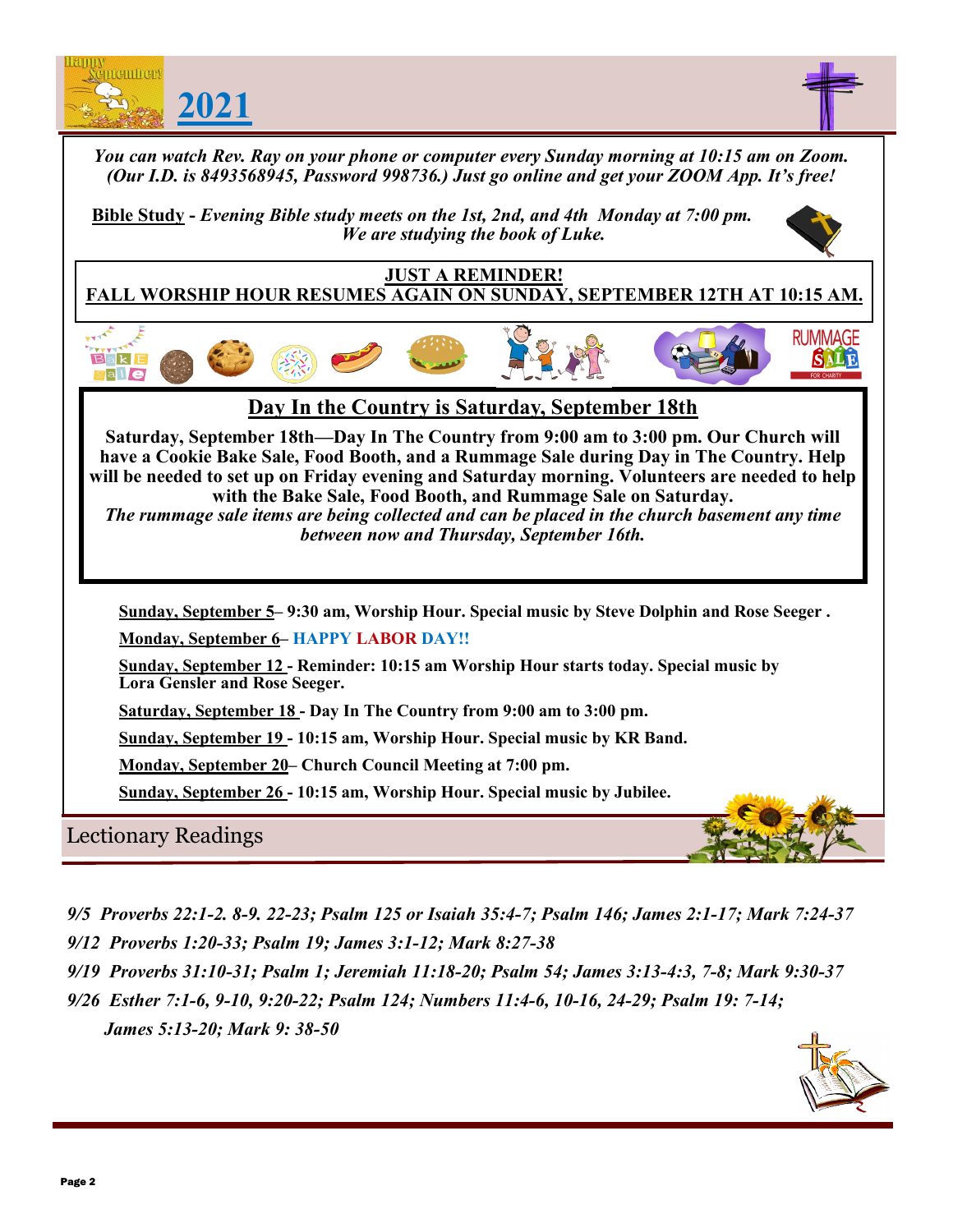# 2021

*You can watch Rev. Ray on your phone or computer every Sunday morning at 10:15 am on Zoom. (Our I.D. is 8493568945, Password 998736.) Just go online and get your ZOOM App. It's free!*

**Bible Study** - *Evening Bible study meets on the 1st, 2nd, and 4th Monday at 7:00 pm. We are studying the book of Luke.*

**JUST A REMINDER!**
**FALL WORSHIP HOUR RESUMES AGAIN ON SUNDAY, SEPTEMBER 12TH AT 10:15 AM.**

## Day In the Country is Saturday, September 18th

**Saturday, September 18th—Day In The Country from 9:00 am to 3:00 pm. Our Church will have a Cookie Bake Sale, Food Booth, and a Rummage Sale during Day in The Country. Help will be needed to set up on Friday evening and Saturday morning. Volunteers are needed to help with the Bake Sale, Food Booth, and Rummage Sale on Saturday.**

***The rummage sale items are being collected and can be placed in the church basement any time between now and Thursday, September 16th.***

**Sunday, September 5**– 9:30 am, Worship Hour. Special music by Steve Dolphin and Rose Seeger .

**Monday, September 6**– HAPPY LABOR DAY!!

**Sunday, September 12** - Reminder: 10:15 am Worship Hour starts today. Special music by Lora Gensler and Rose Seeger.

**Saturday, September 18** - Day In The Country from 9:00 am to 3:00 pm.

**Sunday, September 19** - 10:15 am, Worship Hour. Special music by KR Band.

**Monday, September 20**– Church Council Meeting at 7:00 pm.

**Sunday, September 26** - 10:15 am, Worship Hour. Special music by Jubilee.

## Lectionary Readings

*9/5 Proverbs 22:1-2. 8-9. 22-23; Psalm 125 or Isaiah 35:4-7; Psalm 146; James 2:1-17; Mark 7:24-37*

*9/12 Proverbs 1:20-33; Psalm 19; James 3:1-12; Mark 8:27-38*

*9/19 Proverbs 31:10-31; Psalm 1; Jeremiah 11:18-20; Psalm 54; James 3:13-4:3, 7-8; Mark 9:30-37*

*9/26 Esther 7:1-6, 9-10, 9:20-22; Psalm 124; Numbers 11:4-6, 10-16, 24-29; Psalm 19: 7-14; James 5:13-20; Mark 9: 38-50*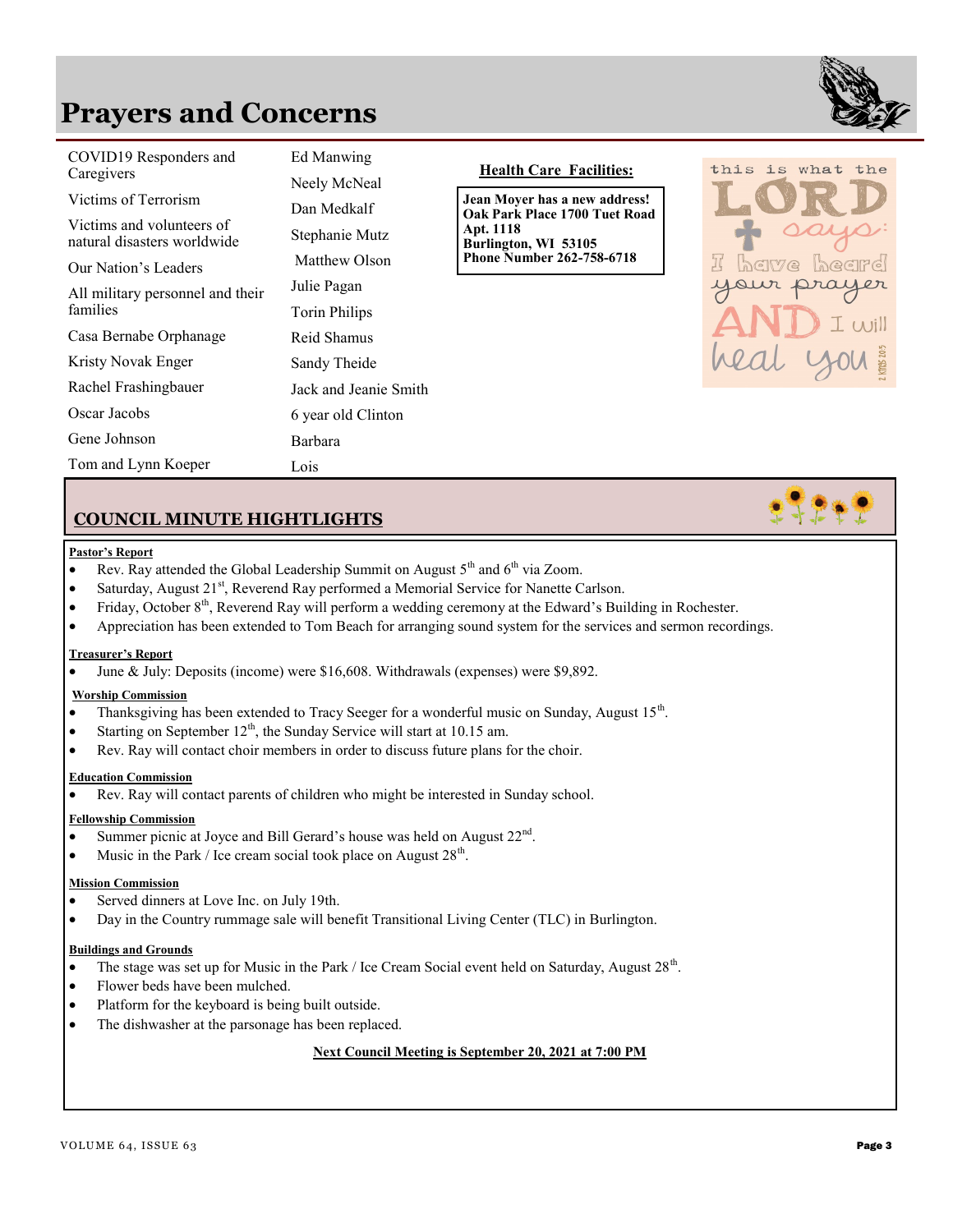# Prayers and Concerns

- COVID19 Responders and Caregivers
- Victims of Terrorism
- Victims and volunteers of natural disasters worldwide
- Our Nation's Leaders
- All military personnel and their families
- Casa Bernabe Orphanage
- Kristy Novak Enger
- Rachel Frashingbauer
- Oscar Jacobs
- Gene Johnson
- Tom and Lynn Koeper
- Ed Manwing
- Neely McNeal
- Dan Medkalf
- Stephanie Mutz
- Matthew Olson
- Julie Pagan
- Torin Philips
- Reid Shamus
- Sandy Theide
- Jack and Jeanie Smith
- 6 year old Clinton
- Barbara
- Lois

**Health Care Facilities:**

**Jean Moyer has a new address!**
**Oak Park Place 1700 Tuet Road Apt. 1118**
**Burlington, WI 53105**
**Phone Number 262-758-6718**

this is what the LORD says: I have heard your prayer AND I will heal you — 2 Kings 20:5

## COUNCIL MINUTE HIGHTLIGHTS

**Pastor's Report**

- Rev. Ray attended the Global Leadership Summit on August 5th and 6th via Zoom.
- Saturday, August 21st, Reverend Ray performed a Memorial Service for Nanette Carlson.
- Friday, October 8th, Reverend Ray will perform a wedding ceremony at the Edward's Building in Rochester.
- Appreciation has been extended to Tom Beach for arranging sound system for the services and sermon recordings.

**Treasurer's Report**

- June & July: Deposits (income) were $16,608. Withdrawals (expenses) were $9,892.

**Worship Commission**

- Thanksgiving has been extended to Tracy Seeger for a wonderful music on Sunday, August 15th.
- Starting on September 12th, the Sunday Service will start at 10.15 am.
- Rev. Ray will contact choir members in order to discuss future plans for the choir.

**Education Commission**

- Rev. Ray will contact parents of children who might be interested in Sunday school.

**Fellowship Commission**

- Summer picnic at Joyce and Bill Gerard's house was held on August 22nd.
- Music in the Park / Ice cream social took place on August 28th.

**Mission Commission**

- Served dinners at Love Inc. on July 19th.
- Day in the Country rummage sale will benefit Transitional Living Center (TLC) in Burlington.

**Buildings and Grounds**

- The stage was set up for Music in the Park / Ice Cream Social event held on Saturday, August 28th.
- Flower beds have been mulched.
- Platform for the keyboard is being built outside.
- The dishwasher at the parsonage has been replaced.

**Next Council Meeting is September 20, 2021 at 7:00 PM**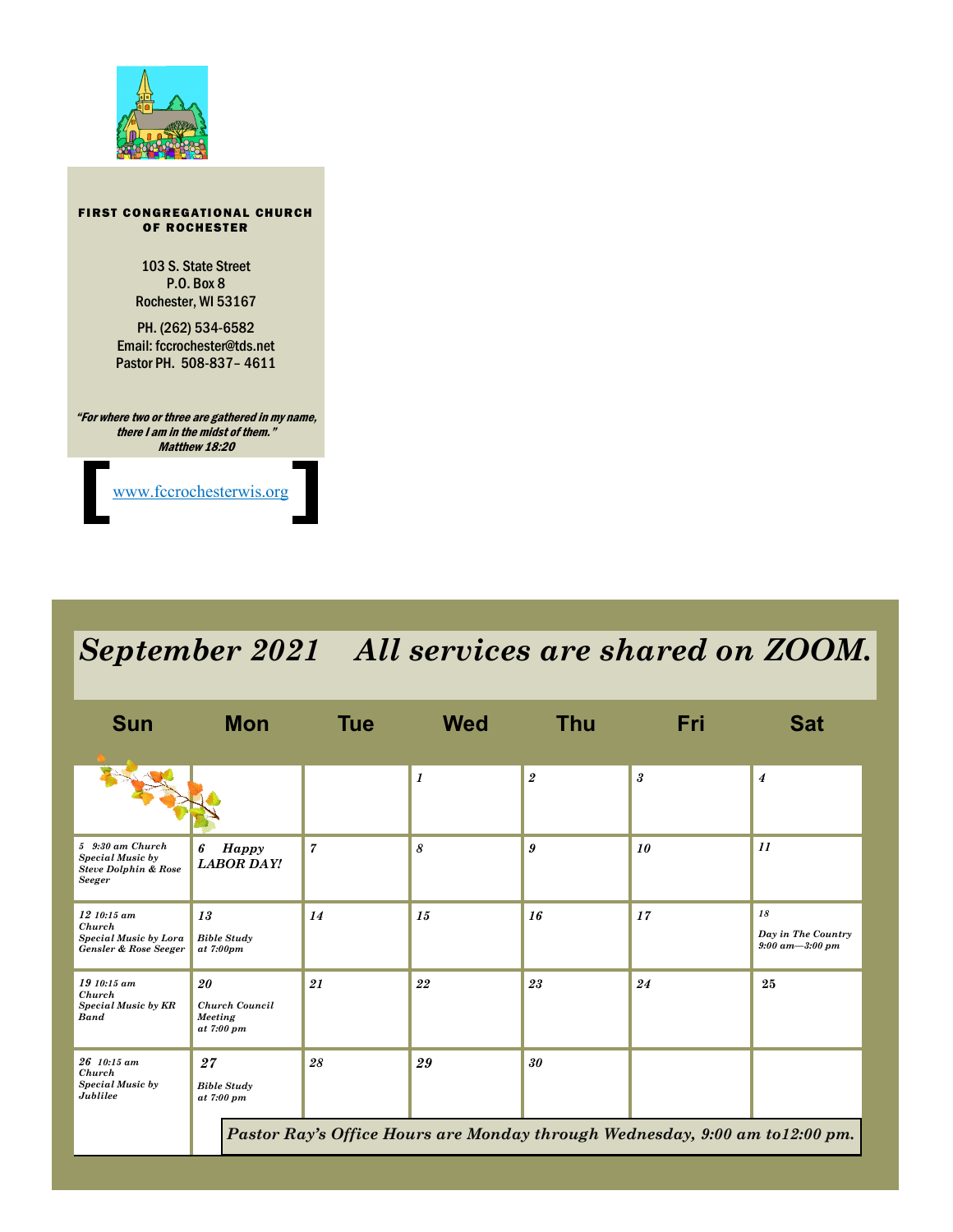**FIRST CONGREGATIONAL CHURCH OF ROCHESTER**

103 S. State Street
P.O. Box 8
Rochester, WI 53167

PH. (262) 534-6582
Email: fccrochester@tds.net
Pastor PH. 508-837– 4611

*"For where two or three are gathered in my name, there I am in the midst of them." Matthew 18:20*

[ www.fccrochesterwis.org ]

## *September 2021 All services are shared on ZOOM.*

| Sun | Mon | Tue | Wed | Thu | Fri | Sat |
|---|---|---|---|---|---|---|
| | | | *1* | *2* | *3* | *4* |
| *5 9:30 am Church Special Music by Steve Dolphin & Rose Seeger* | *6 Happy LABOR DAY!* | *7* | *8* | *9* | *10* | *11* |
| *12 10:15 am Church Special Music by Lora Gensler & Rose Seeger* | *13 Bible Study at 7:00pm* | *14* | *15* | *16* | *17* | *18 Day in The Country 9:00 am—3:00 pm* |
| *19 10:15 am Church Special Music by KR Band* | *20 Church Council Meeting at 7:00 pm* | *21* | *22* | *23* | *24* | *25* |
| *26 10:15 am Church Special Music by Jublilee* | *27 Bible Study at 7:00 pm* | *28* | *29* | *30* | | |

*Pastor Ray's Office Hours are Monday through Wednesday, 9:00 am to12:00 pm.*